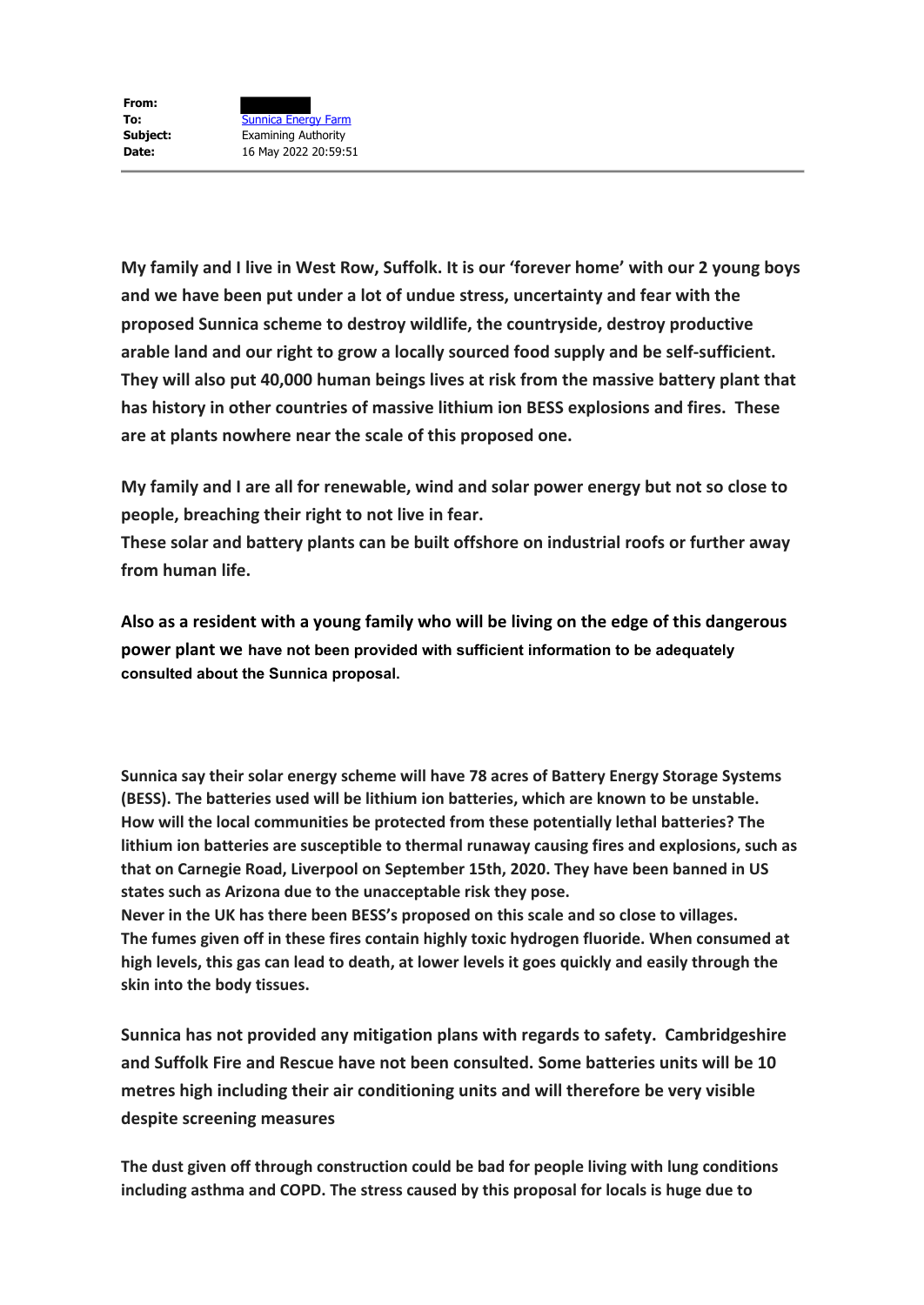**From:**
**To:** Sunnica Energy Farm
**Subject:** Examining Authority
**Date:** 16 May 2022 20:59:51

**My family and I live in West Row, Suffolk. It is our 'forever home' with our 2 young boys and we have been put under a lot of undue stress, uncertainty and fear with the proposed Sunnica scheme to destroy wildlife, the countryside, destroy productive arable land and our right to grow a locally sourced food supply and be self-sufficient. They will also put 40,000 human beings lives at risk from the massive battery plant that has history in other countries of massive lithium ion BESS explosions and fires. These are at plants nowhere near the scale of this proposed one.**

**My family and I are all for renewable, wind and solar power energy but not so close to people, breaching their right to not live in fear.**
**These solar and battery plants can be built offshore on industrial roofs or further away from human life.**

**Also as a resident with a young family who will be living on the edge of this dangerous power plant we have not been provided with sufficient information to be adequately consulted about the Sunnica proposal.**

**Sunnica say their solar energy scheme will have 78 acres of Battery Energy Storage Systems (BESS). The batteries used will be lithium ion batteries, which are known to be unstable. How will the local communities be protected from these potentially lethal batteries? The lithium ion batteries are susceptible to thermal runaway causing fires and explosions, such as that on Carnegie Road, Liverpool on September 15th, 2020. They have been banned in US states such as Arizona due to the unacceptable risk they pose.**
**Never in the UK has there been BESS's proposed on this scale and so close to villages.**
**The fumes given off in these fires contain highly toxic hydrogen fluoride. When consumed at high levels, this gas can lead to death, at lower levels it goes quickly and easily through the skin into the body tissues.**

**Sunnica has not provided any mitigation plans with regards to safety. Cambridgeshire and Suffolk Fire and Rescue have not been consulted. Some batteries units will be 10 metres high including their air conditioning units and will therefore be very visible despite screening measures**

**The dust given off through construction could be bad for people living with lung conditions including asthma and COPD. The stress caused by this proposal for locals is huge due to**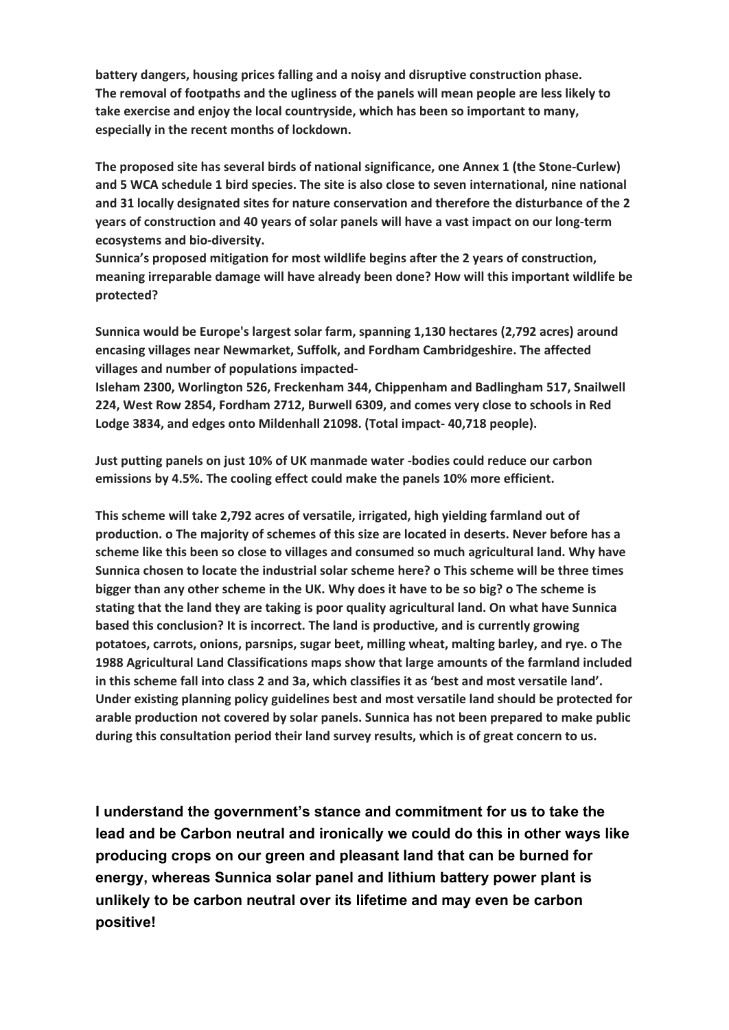**battery dangers, housing prices falling and a noisy and disruptive construction phase. The removal of footpaths and the ugliness of the panels will mean people are less likely to take exercise and enjoy the local countryside, which has been so important to many, especially in the recent months of lockdown.**

**The proposed site has several birds of national significance, one Annex 1 (the Stone-Curlew) and 5 WCA schedule 1 bird species. The site is also close to seven international, nine national and 31 locally designated sites for nature conservation and therefore the disturbance of the 2 years of construction and 40 years of solar panels will have a vast impact on our long-term ecosystems and bio-diversity.**
**Sunnica's proposed mitigation for most wildlife begins after the 2 years of construction, meaning irreparable damage will have already been done? How will this important wildlife be protected?**

**Sunnica would be Europe's largest solar farm, spanning 1,130 hectares (2,792 acres) around encasing villages near Newmarket, Suffolk, and Fordham Cambridgeshire. The affected villages and number of populations impacted-**
**Isleham 2300, Worlington 526, Freckenham 344, Chippenham and Badlingham 517, Snailwell 224, West Row 2854, Fordham 2712, Burwell 6309, and comes very close to schools in Red Lodge 3834, and edges onto Mildenhall 21098. (Total impact- 40,718 people).**

**Just putting panels on just 10% of UK manmade water -bodies could reduce our carbon emissions by 4.5%. The cooling effect could make the panels 10% more efficient.**

**This scheme will take 2,792 acres of versatile, irrigated, high yielding farmland out of production. o The majority of schemes of this size are located in deserts. Never before has a scheme like this been so close to villages and consumed so much agricultural land. Why have Sunnica chosen to locate the industrial solar scheme here? o This scheme will be three times bigger than any other scheme in the UK. Why does it have to be so big? o The scheme is stating that the land they are taking is poor quality agricultural land. On what have Sunnica based this conclusion? It is incorrect. The land is productive, and is currently growing potatoes, carrots, onions, parsnips, sugar beet, milling wheat, malting barley, and rye. o The 1988 Agricultural Land Classifications maps show that large amounts of the farmland included in this scheme fall into class 2 and 3a, which classifies it as 'best and most versatile land'. Under existing planning policy guidelines best and most versatile land should be protected for arable production not covered by solar panels. Sunnica has not been prepared to make public during this consultation period their land survey results, which is of great concern to us.**

**I understand the government's stance and commitment for us to take the lead and be Carbon neutral and ironically we could do this in other ways like producing crops on our green and pleasant land that can be burned for energy, whereas Sunnica solar panel and lithium battery power plant is unlikely to be carbon neutral over its lifetime and may even be carbon positive!**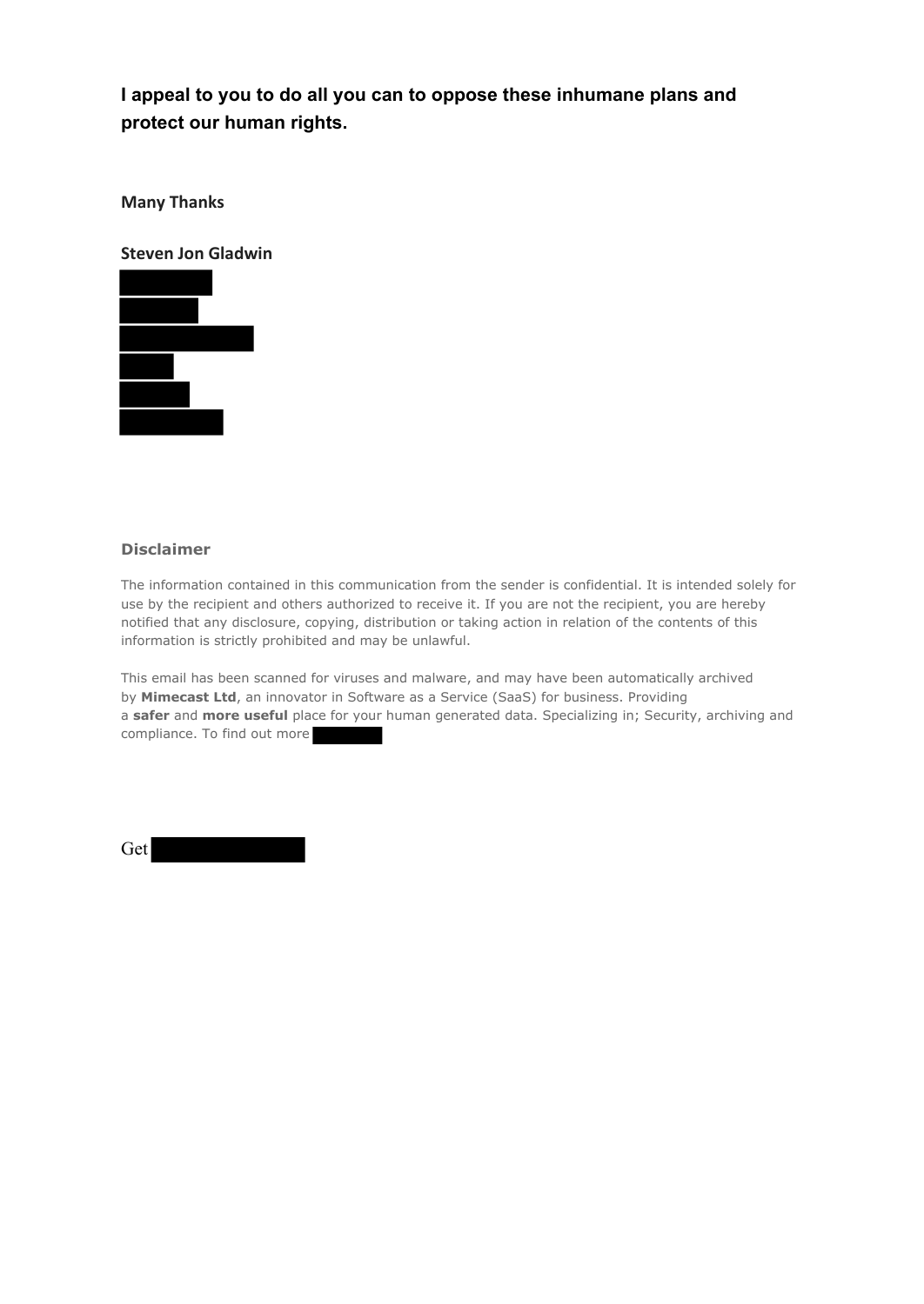**I appeal to you to do all you can to oppose these inhumane plans and protect our human rights.**

**Many Thanks**

**Steven Jon Gladwin**

**Disclaimer**

The information contained in this communication from the sender is confidential. It is intended solely for use by the recipient and others authorized to receive it. If you are not the recipient, you are hereby notified that any disclosure, copying, distribution or taking action in relation of the contents of this information is strictly prohibited and may be unlawful.

This email has been scanned for viruses and malware, and may have been automatically archived by **Mimecast Ltd**, an innovator in Software as a Service (SaaS) for business. Providing a **safer** and **more useful** place for your human generated data. Specializing in; Security, archiving and compliance. To find out more

Get